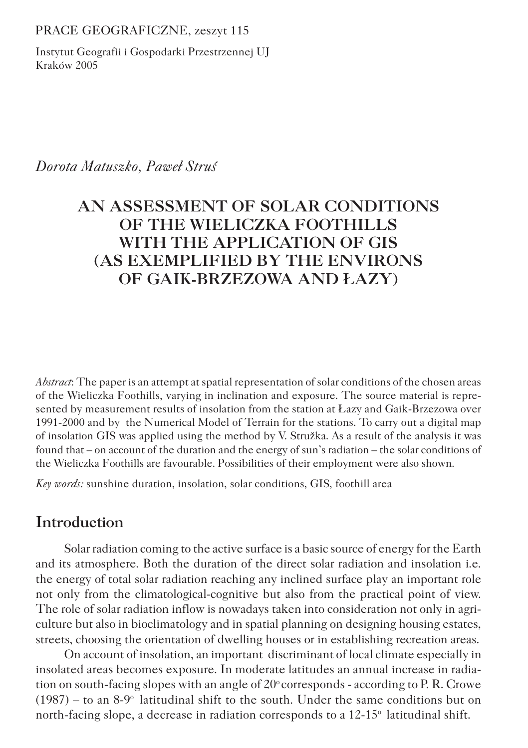PRACE GEOGRAFICZNE, zeszyt 115

Instytut Geografii i Gospodarki Przestrzennej UJ
Kraków 2005

*Dorota Matuszko, Paweł Struś*

# AN ASSESSMENT OF SOLAR CONDITIONS OF THE WIELICZKA FOOTHILLS WITH THE APPLICATION OF GIS (AS EXEMPLIFIED BY THE ENVIRONS OF GAIK-BRZEZOWA AND ŁAZY)

*Abstract*: The paper is an attempt at spatial representation of solar conditions of the chosen areas of the Wieliczka Foothills, varying in inclination and exposure. The source material is represented by measurement results of insolation from the station at Łazy and Gaik-Brzezowa over 1991-2000 and by the Numerical Model of Terrain for the stations. To carry out a digital map of insolation GIS was applied using the method by V. Stružka. As a result of the analysis it was found that – on account of the duration and the energy of sun's radiation – the solar conditions of the Wieliczka Foothills are favourable. Possibilities of their employment were also shown.

*Key words:* sunshine duration, insolation, solar conditions, GIS, foothill area

## Introduction

Solar radiation coming to the active surface is a basic source of energy for the Earth and its atmosphere. Both the duration of the direct solar radiation and insolation i.e. the energy of total solar radiation reaching any inclined surface play an important role not only from the climatological-cognitive but also from the practical point of view. The role of solar radiation inflow is nowadays taken into consideration not only in agriculture but also in bioclimatology and in spatial planning on designing housing estates, streets, choosing the orientation of dwelling houses or in establishing recreation areas.

On account of insolation, an important discriminant of local climate especially in insolated areas becomes exposure. In moderate latitudes an annual increase in radiation on south-facing slopes with an angle of $20^{o}$ corresponds - according to P. R. Crowe (1987) – to an 8-$9^{o}$ latitudinal shift to the south. Under the same conditions but on north-facing slope, a decrease in radiation corresponds to a 12-$15^{o}$ latitudinal shift.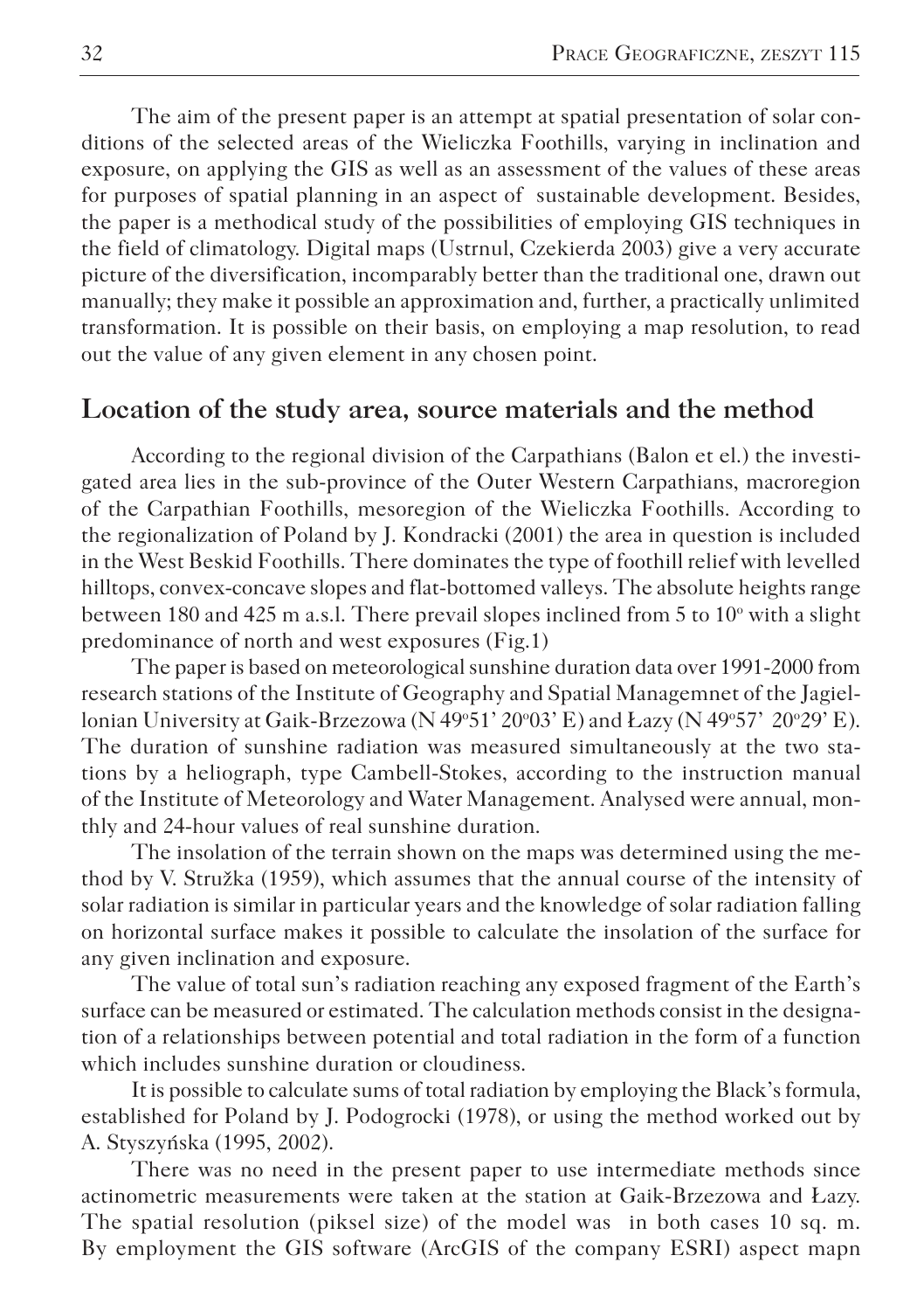The aim of the present paper is an attempt at spatial presentation of solar conditions of the selected areas of the Wieliczka Foothills, varying in inclination and exposure, on applying the GIS as well as an assessment of the values of these areas for purposes of spatial planning in an aspect of sustainable development. Besides, the paper is a methodical study of the possibilities of employing GIS techniques in the field of climatology. Digital maps (Ustrnul, Czekierda 2003) give a very accurate picture of the diversification, incomparably better than the traditional one, drawn out manually; they make it possible an approximation and, further, a practically unlimited transformation. It is possible on their basis, on employing a map resolution, to read out the value of any given element in any chosen point.

## Location of the study area, source materials and the method

According to the regional division of the Carpathians (Balon et el.) the investigated area lies in the sub-province of the Outer Western Carpathians, macroregion of the Carpathian Foothills, mesoregion of the Wieliczka Foothills. According to the regionalization of Poland by J. Kondracki (2001) the area in question is included in the West Beskid Foothills. There dominates the type of foothill relief with levelled hilltops, convex-concave slopes and flat-bottomed valleys. The absolute heights range between 180 and 425 m a.s.l. There prevail slopes inclined from 5 to 10º with a slight predominance of north and west exposures (Fig.1)

The paper is based on meteorological sunshine duration data over 1991-2000 from research stations of the Institute of Geography and Spatial Managemnet of the Jagiellonian University at Gaik-Brzezowa (N 49º51' 20º03' E) and Łazy (N 49º57' 20º29' E). The duration of sunshine radiation was measured simultaneously at the two stations by a heliograph, type Cambell-Stokes, according to the instruction manual of the Institute of Meteorology and Water Management. Analysed were annual, monthly and 24-hour values of real sunshine duration.

The insolation of the terrain shown on the maps was determined using the method by V. Stružka (1959), which assumes that the annual course of the intensity of solar radiation is similar in particular years and the knowledge of solar radiation falling on horizontal surface makes it possible to calculate the insolation of the surface for any given inclination and exposure.

The value of total sun's radiation reaching any exposed fragment of the Earth's surface can be measured or estimated. The calculation methods consist in the designation of a relationships between potential and total radiation in the form of a function which includes sunshine duration or cloudiness.

It is possible to calculate sums of total radiation by employing the Black's formula, established for Poland by J. Podogrocki (1978), or using the method worked out by A. Styszyńska (1995, 2002).

There was no need in the present paper to use intermediate methods since actinometric measurements were taken at the station at Gaik-Brzezowa and Łazy. The spatial resolution (piksel size) of the model was in both cases 10 sq. m. By employment the GIS software (ArcGIS of the company ESRI) aspect mapn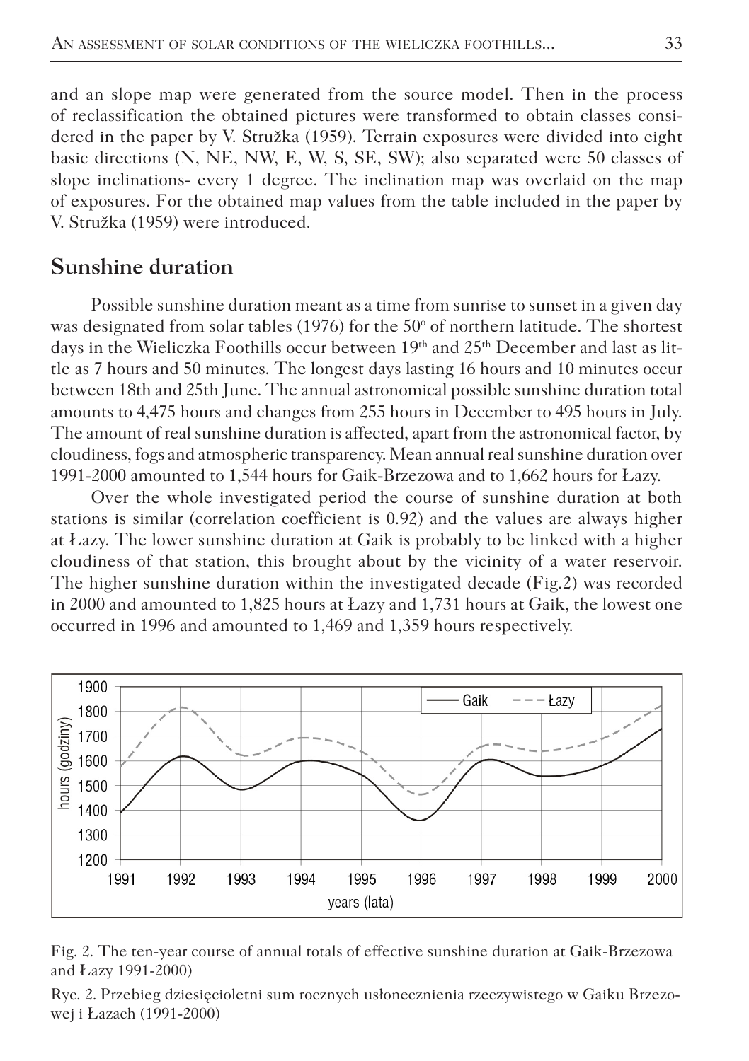and an slope map were generated from the source model. Then in the process of reclassification the obtained pictures were transformed to obtain classes considered in the paper by V. Stružka (1959). Terrain exposures were divided into eight basic directions (N, NE, NW, E, W, S, SE, SW); also separated were 50 classes of slope inclinations- every 1 degree. The inclination map was overlaid on the map of exposures. For the obtained map values from the table included in the paper by V. Stružka (1959) were introduced.

## Sunshine duration

Possible sunshine duration meant as a time from sunrise to sunset in a given day was designated from solar tables (1976) for the 50° of northern latitude. The shortest days in the Wieliczka Foothills occur between 19th and 25th December and last as little as 7 hours and 50 minutes. The longest days lasting 16 hours and 10 minutes occur between 18th and 25th June. The annual astronomical possible sunshine duration total amounts to 4,475 hours and changes from 255 hours in December to 495 hours in July. The amount of real sunshine duration is affected, apart from the astronomical factor, by cloudiness, fogs and atmospheric transparency. Mean annual real sunshine duration over 1991-2000 amounted to 1,544 hours for Gaik-Brzezowa and to 1,662 hours for Łazy.

Over the whole investigated period the course of sunshine duration at both stations is similar (correlation coefficient is 0.92) and the values are always higher at Łazy. The lower sunshine duration at Gaik is probably to be linked with a higher cloudiness of that station, this brought about by the vicinity of a water reservoir. The higher sunshine duration within the investigated decade (Fig.2) was recorded in 2000 and amounted to 1,825 hours at Łazy and 1,731 hours at Gaik, the lowest one occurred in 1996 and amounted to 1,469 and 1,359 hours respectively.

Fig. 2. The ten-year course of annual totals of effective sunshine duration at Gaik-Brzezowa and Łazy 1991-2000)

Ryc. 2. Przebieg dziesięcioletni sum rocznych usłonecznienia rzeczywistego w Gaiku Brzezowej i Łazach (1991-2000)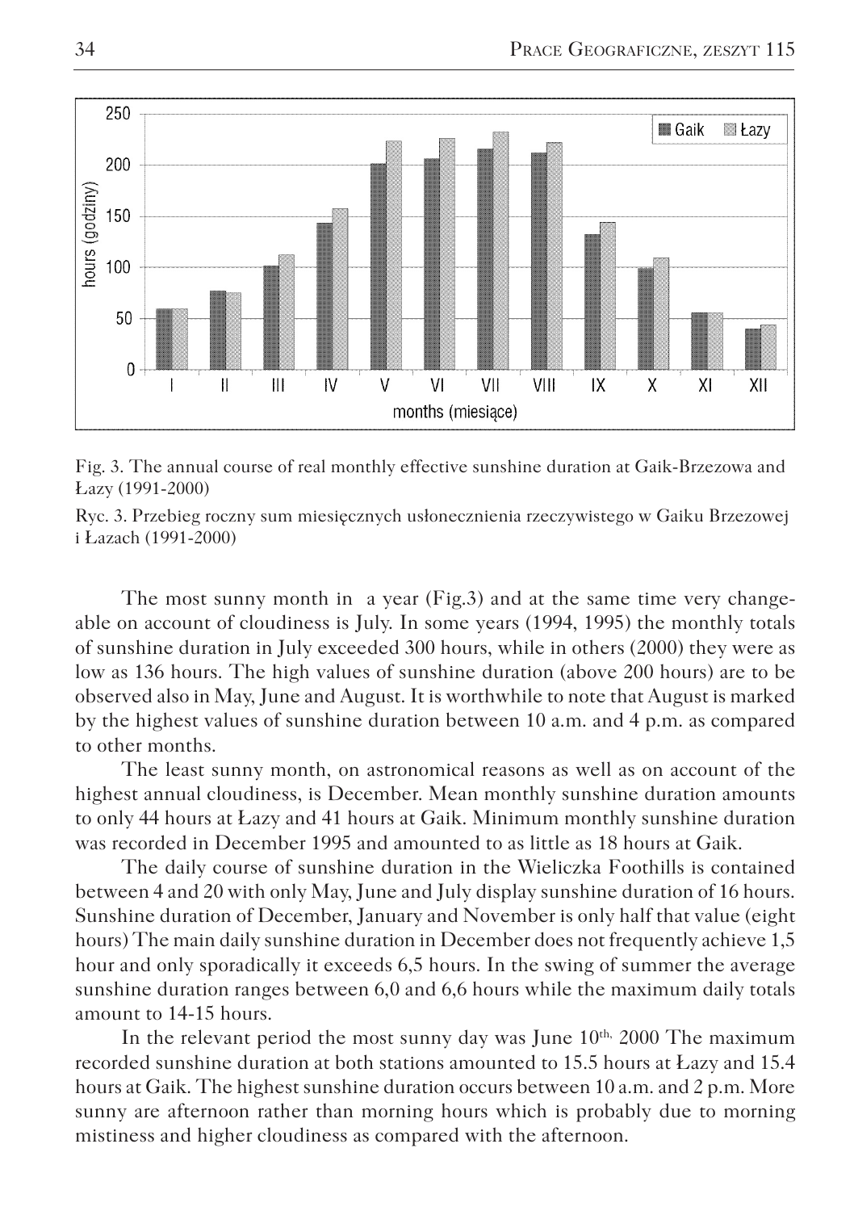Fig. 3. The annual course of real monthly effective sunshine duration at Gaik-Brzezowa and Łazy (1991-2000)

Ryc. 3. Przebieg roczny sum miesięcznych usłonecznienia rzeczywistego w Gaiku Brzezowej i Łazach (1991-2000)

The most sunny month in a year (Fig.3) and at the same time very changeable on account of cloudiness is July. In some years (1994, 1995) the monthly totals of sunshine duration in July exceeded 300 hours, while in others (2000) they were as low as 136 hours. The high values of sunshine duration (above 200 hours) are to be observed also in May, June and August. It is worthwhile to note that August is marked by the highest values of sunshine duration between 10 a.m. and 4 p.m. as compared to other months.

The least sunny month, on astronomical reasons as well as on account of the highest annual cloudiness, is December. Mean monthly sunshine duration amounts to only 44 hours at Łazy and 41 hours at Gaik. Minimum monthly sunshine duration was recorded in December 1995 and amounted to as little as 18 hours at Gaik.

The daily course of sunshine duration in the Wieliczka Foothills is contained between 4 and 20 with only May, June and July display sunshine duration of 16 hours. Sunshine duration of December, January and November is only half that value (eight hours) The main daily sunshine duration in December does not frequently achieve 1,5 hour and only sporadically it exceeds 6,5 hours. In the swing of summer the average sunshine duration ranges between 6,0 and 6,6 hours while the maximum daily totals amount to 14-15 hours.

In the relevant period the most sunny day was June 10th, 2000 The maximum recorded sunshine duration at both stations amounted to 15.5 hours at Łazy and 15.4 hours at Gaik. The highest sunshine duration occurs between 10 a.m. and 2 p.m. More sunny are afternoon rather than morning hours which is probably due to morning mistiness and higher cloudiness as compared with the afternoon.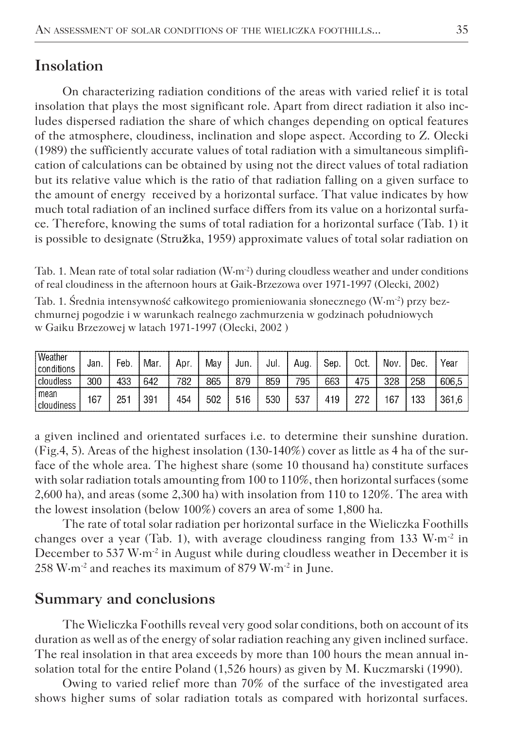## Insolation

On characterizing radiation conditions of the areas with varied relief it is total insolation that plays the most significant role. Apart from direct radiation it also includes dispersed radiation the share of which changes depending on optical features of the atmosphere, cloudiness, inclination and slope aspect. According to Z. Olecki (1989) the sufficiently accurate values of total radiation with a simultaneous simplification of calculations can be obtained by using not the direct values of total radiation but its relative value which is the ratio of that radiation falling on a given surface to the amount of energy received by a horizontal surface. That value indicates by how much total radiation of an inclined surface differs from its value on a horizontal surface. Therefore, knowing the sums of total radiation for a horizontal surface (Tab. 1) it is possible to designate (Stružka, 1959) approximate values of total solar radiation on

Tab. 1. Mean rate of total solar radiation ($W \cdot m^{-2}$) during cloudless weather and under conditions of real cloudiness in the afternoon hours at Gaik-Brzezowa over 1971-1997 (Olecki, 2002)

Tab. 1. Średnia intensywność całkowitego promieniowania słonecznego ($W \cdot m^{-2}$) przy bezchmurnej pogodzie i w warunkach realnego zachmurzenia w godzinach południowych w Gaiku Brzezowej w latach 1971-1997 (Olecki, 2002 )

| Weather conditions | Jan. | Feb. | Mar. | Apr. | May | Jun. | Jul. | Aug. | Sep. | Oct. | Nov. | Dec. | Year |
|---|---|---|---|---|---|---|---|---|---|---|---|---|---|
| cloudless | 300 | 433 | 642 | 782 | 865 | 879 | 859 | 795 | 663 | 475 | 328 | 258 | 606,5 |
| mean cloudiness | 167 | 251 | 391 | 454 | 502 | 516 | 530 | 537 | 419 | 272 | 167 | 133 | 361,6 |

a given inclined and orientated surfaces i.e. to determine their sunshine duration. (Fig.4, 5). Areas of the highest insolation (130-140%) cover as little as 4 ha of the surface of the whole area. The highest share (some 10 thousand ha) constitute surfaces with solar radiation totals amounting from 100 to 110%, then horizontal surfaces (some 2,600 ha), and areas (some 2,300 ha) with insolation from 110 to 120%. The area with the lowest insolation (below 100%) covers an area of some 1,800 ha.

The rate of total solar radiation per horizontal surface in the Wieliczka Foothills changes over a year (Tab. 1), with average cloudiness ranging from 133 $W \cdot m^{-2}$ in December to 537 $W \cdot m^{-2}$ in August while during cloudless weather in December it is 258 $W \cdot m^{-2}$ and reaches its maximum of 879 $W \cdot m^{-2}$ in June.

## Summary and conclusions

The Wieliczka Foothills reveal very good solar conditions, both on account of its duration as well as of the energy of solar radiation reaching any given inclined surface. The real insolation in that area exceeds by more than 100 hours the mean annual insolation total for the entire Poland (1,526 hours) as given by M. Kuczmarski (1990).

Owing to varied relief more than 70% of the surface of the investigated area shows higher sums of solar radiation totals as compared with horizontal surfaces.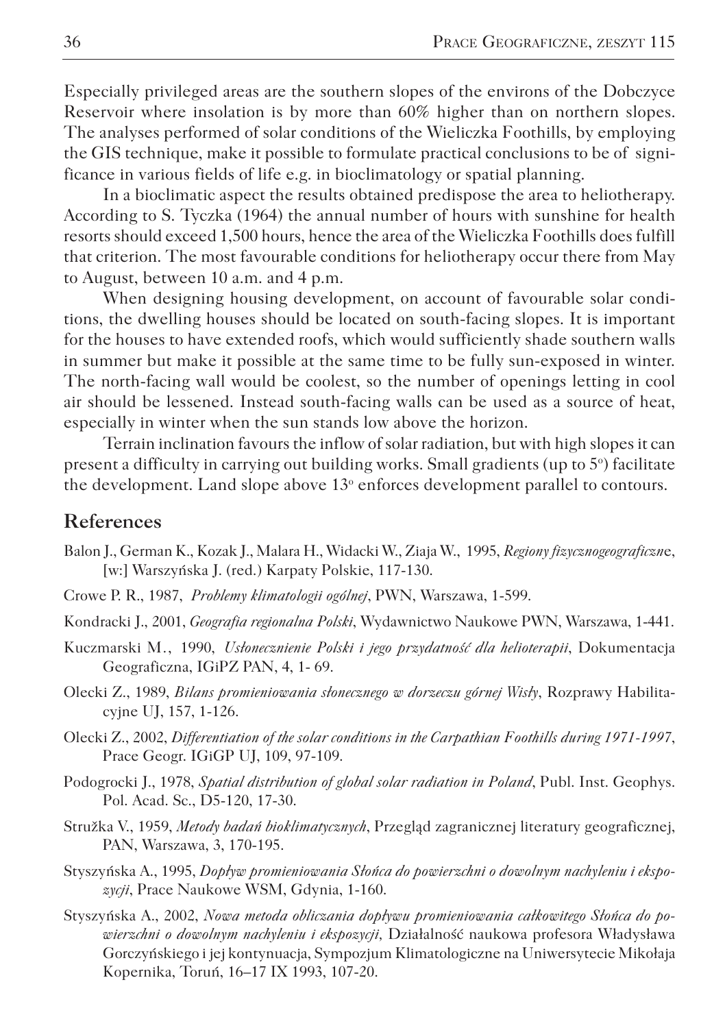Especially privileged areas are the southern slopes of the environs of the Dobczyce Reservoir where insolation is by more than 60% higher than on northern slopes. The analyses performed of solar conditions of the Wieliczka Foothills, by employing the GIS technique, make it possible to formulate practical conclusions to be of significance in various fields of life e.g. in bioclimatology or spatial planning.

In a bioclimatic aspect the results obtained predispose the area to heliotherapy. According to S. Tyczka (1964) the annual number of hours with sunshine for health resorts should exceed 1,500 hours, hence the area of the Wieliczka Foothills does fulfill that criterion. The most favourable conditions for heliotherapy occur there from May to August, between 10 a.m. and 4 p.m.

When designing housing development, on account of favourable solar conditions, the dwelling houses should be located on south-facing slopes. It is important for the houses to have extended roofs, which would sufficiently shade southern walls in summer but make it possible at the same time to be fully sun-exposed in winter. The north-facing wall would be coolest, so the number of openings letting in cool air should be lessened. Instead south-facing walls can be used as a source of heat, especially in winter when the sun stands low above the horizon.

Terrain inclination favours the inflow of solar radiation, but with high slopes it can present a difficulty in carrying out building works. Small gradients (up to 5°) facilitate the development. Land slope above 13° enforces development parallel to contours.

## References

Balon J., German K., Kozak J., Malara H., Widacki W., Ziaja W., 1995, *Regiony fizycznogeograficzne*, [w:] Warszyńska J. (red.) Karpaty Polskie, 117-130.

Crowe P. R., 1987, *Problemy klimatologii ogólnej*, PWN, Warszawa, 1-599.

Kondracki J., 2001, *Geografia regionalna Polski*, Wydawnictwo Naukowe PWN, Warszawa, 1-441.

Kuczmarski M., 1990, *Usłonecznienie Polski i jego przydatność dla helioterapii*, Dokumentacja Geograficzna, IGiPZ PAN, 4, 1- 69.

Olecki Z., 1989, *Bilans promieniowania słonecznego w dorzeczu górnej Wisły*, Rozprawy Habilitacyjne UJ, 157, 1-126.

Olecki Z., 2002, *Differentiation of the solar conditions in the Carpathian Foothills during 1971-1997*, Prace Geogr. IGiGP UJ, 109, 97-109.

Podogrocki J., 1978, *Spatial distribution of global solar radiation in Poland*, Publ. Inst. Geophys. Pol. Acad. Sc., D5-120, 17-30.

Stružka V., 1959, *Metody badań bioklimatycznych*, Przegląd zagranicznej literatury geograficznej, PAN, Warszawa, 3, 170-195.

Styszyńska A., 1995, *Dopływ promieniowania Słońca do powierzchni o dowolnym nachyleniu i ekspozycji*, Prace Naukowe WSM, Gdynia, 1-160.

Styszyńska A., 2002, *Nowa metoda obliczania dopływu promieniowania całkowitego Słońca do powierzchni o dowolnym nachyleniu i ekspozycji*, Działalność naukowa profesora Władysława Gorczyńskiego i jej kontynuacja, Sympozjum Klimatologiczne na Uniwersytecie Mikołaja Kopernika, Toruń, 16–17 IX 1993, 107-20.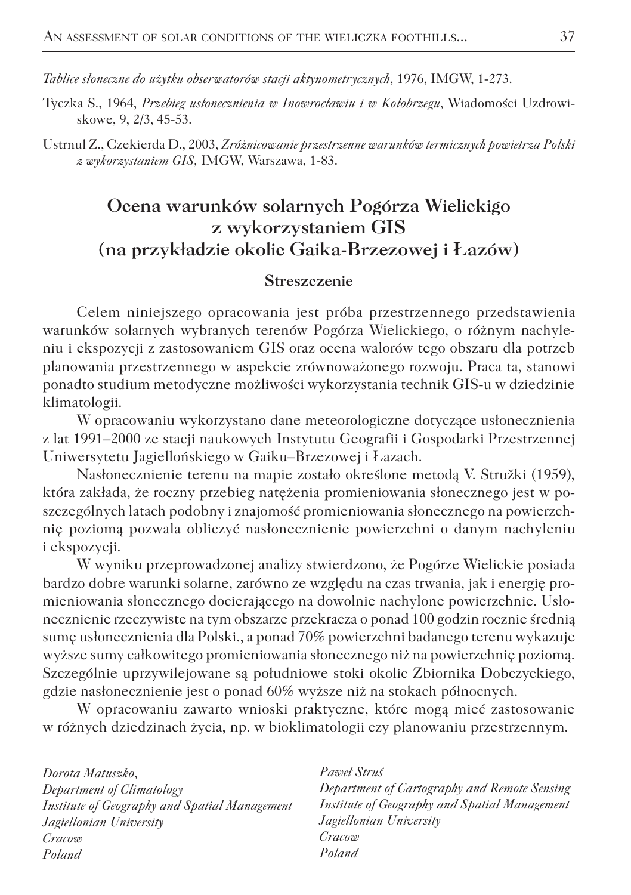*Tablice słoneczne do użytku obserwatorów stacji aktynometrycznych*, 1976, IMGW, 1-273.

Tyczka S., 1964, *Przebieg usłonecznienia w Inowrocławiu i w Kołobrzegu*, Wiadomości Uzdrowiskowe, 9, 2/3, 45-53.

Ustrnul Z., Czekierda D., 2003, *Zróżnicowanie przestrzenne warunków termicznych powietrza Polski z wykorzystaniem GIS*, IMGW, Warszawa, 1-83.

## Ocena warunków solarnych Pogórza Wielickigo z wykorzystaniem GIS (na przykładzie okolic Gaika-Brzezowej i Łazów)

### Streszczenie

Celem niniejszego opracowania jest próba przestrzennego przedstawienia warunków solarnych wybranych terenów Pogórza Wielickiego, o różnym nachyleniu i ekspozycji z zastosowaniem GIS oraz ocena walorów tego obszaru dla potrzeb planowania przestrzennego w aspekcie zrównoważonego rozwoju. Praca ta, stanowi ponadto studium metodyczne możliwości wykorzystania technik GIS-u w dziedzinie klimatologii.

W opracowaniu wykorzystano dane meteorologiczne dotyczące usłonecznienia z lat 1991–2000 ze stacji naukowych Instytutu Geografii i Gospodarki Przestrzennej Uniwersytetu Jagiellońskiego w Gaiku–Brzezowej i Łazach.

Nasłonecznienie terenu na mapie zostało określone metodą V. Stružki (1959), która zakłada, że roczny przebieg natężenia promieniowania słonecznego jest w poszczególnych latach podobny i znajomość promieniowania słonecznego na powierzchnię poziomą pozwala obliczyć nasłonecznienie powierzchni o danym nachyleniu i ekspozycji.

W wyniku przeprowadzonej analizy stwierdzono, że Pogórze Wielickie posiada bardzo dobre warunki solarne, zarówno ze względu na czas trwania, jak i energię promieniowania słonecznego docierającego na dowolnie nachylone powierzchnie. Usłonecznienie rzeczywiste na tym obszarze przekracza o ponad 100 godzin rocznie średnią sumę usłonecznienia dla Polski., a ponad 70% powierzchni badanego terenu wykazuje wyższe sumy całkowitego promieniowania słonecznego niż na powierzchnię poziomą. Szczególnie uprzywilejowane są południowe stoki okolic Zbiornika Dobczyckiego, gdzie nasłonecznienie jest o ponad 60% wyższe niż na stokach północnych.

W opracowaniu zawarto wnioski praktyczne, które mogą mieć zastosowanie w różnych dziedzinach życia, np. w bioklimatologii czy planowaniu przestrzennym.

*Dorota Matuszko,*
*Department of Climatology*
*Institute of Geography and Spatial Management*
*Jagiellonian University*
*Cracow*
*Poland*

*Paweł Struś*
*Department of Cartography and Remote Sensing*
*Institute of Geography and Spatial Management*
*Jagiellonian University*
*Cracow*
*Poland*